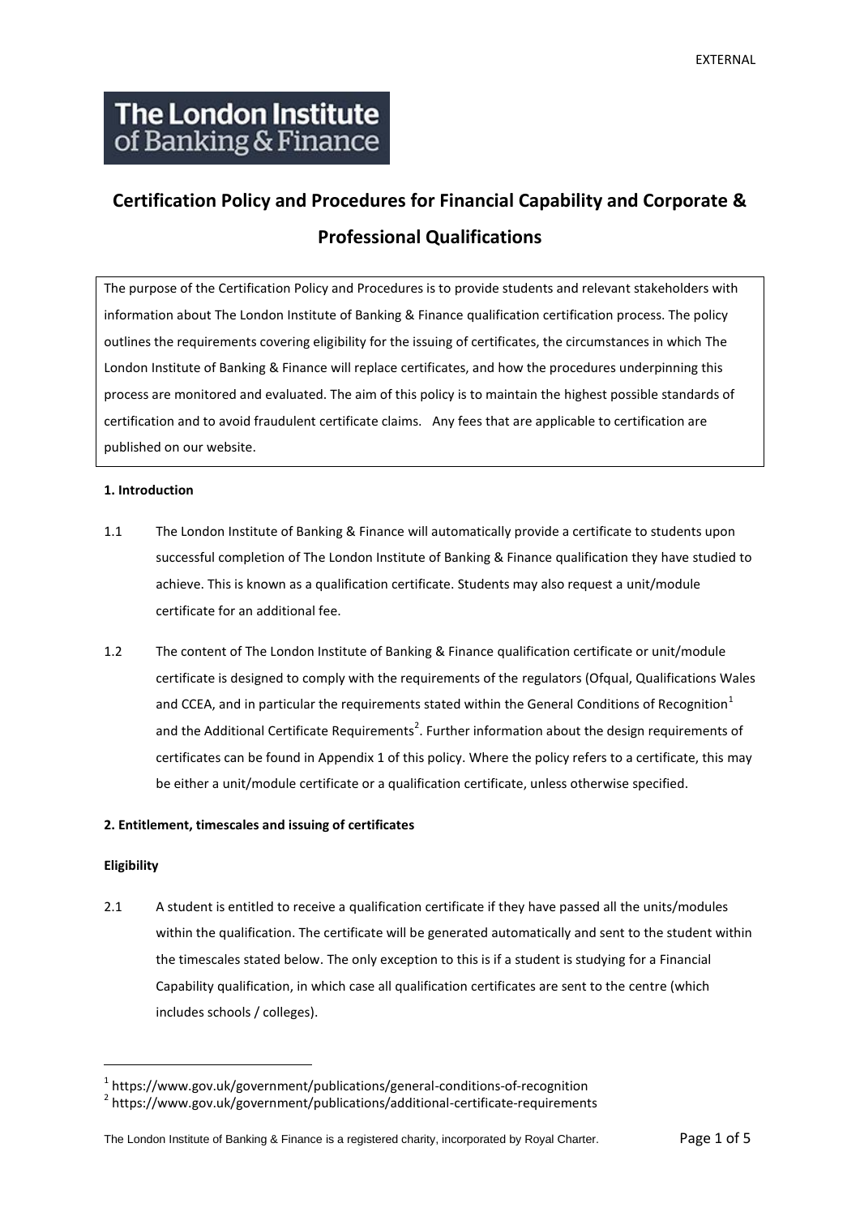The London Institute of Banking & Finance

# Certification Policy and Procedures for Financial Capability and Corporate & Professional Qualifications

The purpose of the Certification Policy and Procedures is to provide students and relevant stakeholders with information about The London Institute of Banking & Finance qualification certification process. The policy outlines the requirements covering eligibility for the issuing of certificates, the circumstances in which The London Institute of Banking & Finance will replace certificates, and how the procedures underpinning this process are monitored and evaluated. The aim of this policy is to maintain the highest possible standards of certification and to avoid fraudulent certificate claims. Any fees that are applicable to certification are published on our website.

**1. Introduction**

1.1 The London Institute of Banking & Finance will automatically provide a certificate to students upon successful completion of The London Institute of Banking & Finance qualification they have studied to achieve. This is known as a qualification certificate. Students may also request a unit/module certificate for an additional fee.

1.2 The content of The London Institute of Banking & Finance qualification certificate or unit/module certificate is designed to comply with the requirements of the regulators (Ofqual, Qualifications Wales and CCEA, and in particular the requirements stated within the General Conditions of Recognition[1] and the Additional Certificate Requirements[2]. Further information about the design requirements of certificates can be found in Appendix 1 of this policy. Where the policy refers to a certificate, this may be either a unit/module certificate or a qualification certificate, unless otherwise specified.

**2. Entitlement, timescales and issuing of certificates**

**Eligibility**

2.1 A student is entitled to receive a qualification certificate if they have passed all the units/modules within the qualification. The certificate will be generated automatically and sent to the student within the timescales stated below. The only exception to this is if a student is studying for a Financial Capability qualification, in which case all qualification certificates are sent to the centre (which includes schools / colleges).

[1] https://www.gov.uk/government/publications/general-conditions-of-recognition
[2] https://www.gov.uk/government/publications/additional-certificate-requirements

The London Institute of Banking & Finance is a registered charity, incorporated by Royal Charter.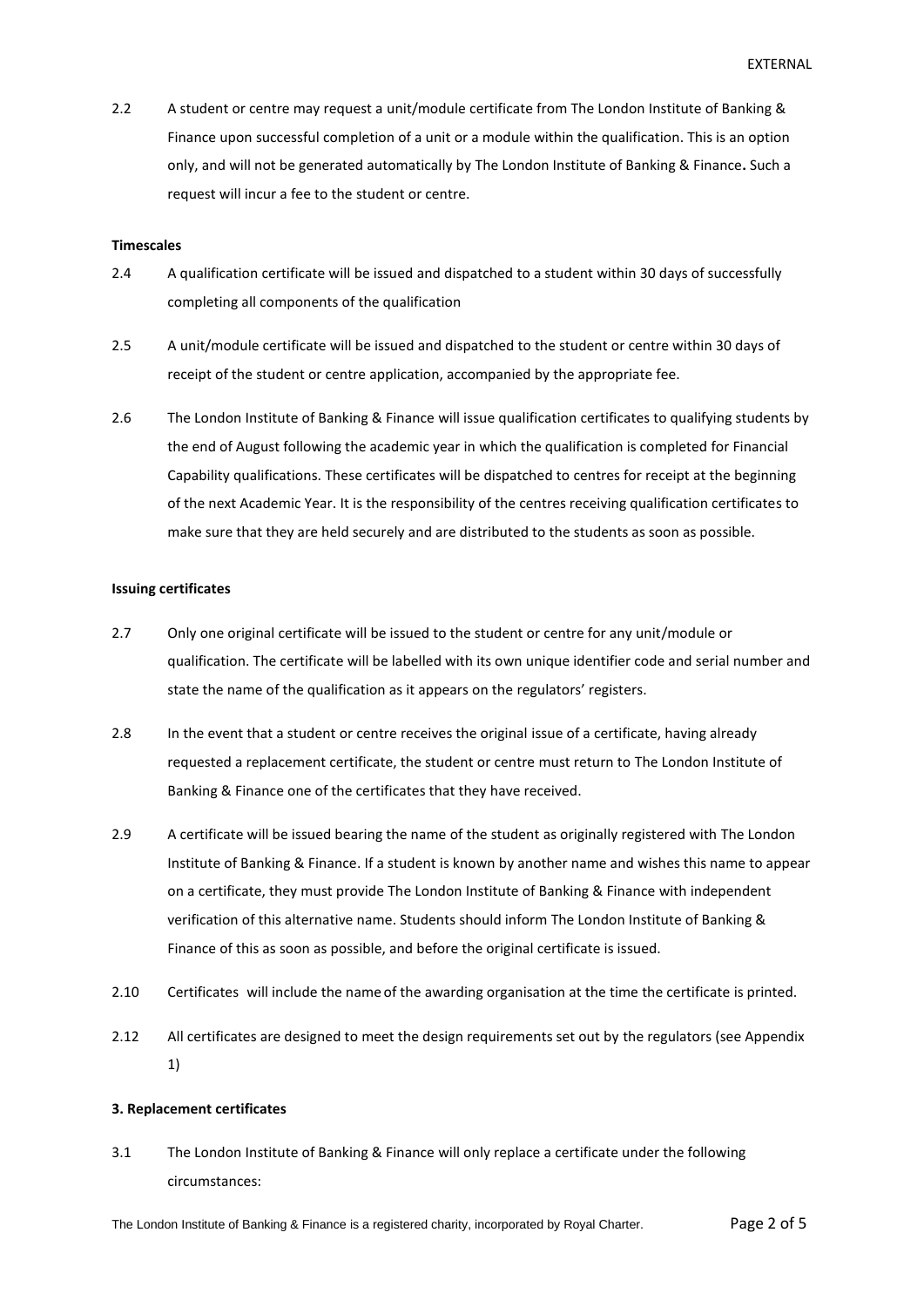2.2 A student or centre may request a unit/module certificate from The London Institute of Banking & Finance upon successful completion of a unit or a module within the qualification. This is an option only, and will not be generated automatically by The London Institute of Banking & Finance**.** Such a request will incur a fee to the student or centre.

**Timescales**

2.4 A qualification certificate will be issued and dispatched to a student within 30 days of successfully completing all components of the qualification

2.5 A unit/module certificate will be issued and dispatched to the student or centre within 30 days of receipt of the student or centre application, accompanied by the appropriate fee.

2.6 The London Institute of Banking & Finance will issue qualification certificates to qualifying students by the end of August following the academic year in which the qualification is completed for Financial Capability qualifications. These certificates will be dispatched to centres for receipt at the beginning of the next Academic Year. It is the responsibility of the centres receiving qualification certificates to make sure that they are held securely and are distributed to the students as soon as possible.

**Issuing certificates**

2.7 Only one original certificate will be issued to the student or centre for any unit/module or qualification. The certificate will be labelled with its own unique identifier code and serial number and state the name of the qualification as it appears on the regulators' registers.

2.8 In the event that a student or centre receives the original issue of a certificate, having already requested a replacement certificate, the student or centre must return to The London Institute of Banking & Finance one of the certificates that they have received.

2.9 A certificate will be issued bearing the name of the student as originally registered with The London Institute of Banking & Finance. If a student is known by another name and wishes this name to appear on a certificate, they must provide The London Institute of Banking & Finance with independent verification of this alternative name. Students should inform The London Institute of Banking & Finance of this as soon as possible, and before the original certificate is issued.

2.10 Certificates will include the name of the awarding organisation at the time the certificate is printed.

2.12 All certificates are designed to meet the design requirements set out by the regulators (see Appendix 1)

**3. Replacement certificates**

3.1 The London Institute of Banking & Finance will only replace a certificate under the following circumstances: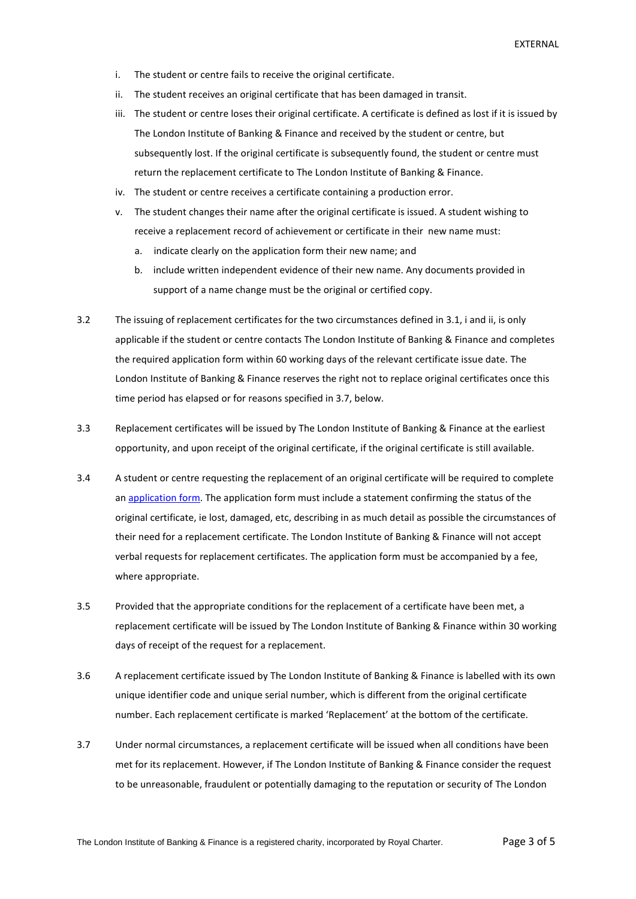i. The student or centre fails to receive the original certificate.

ii. The student receives an original certificate that has been damaged in transit.

iii. The student or centre loses their original certificate. A certificate is defined as lost if it is issued by The London Institute of Banking & Finance and received by the student or centre, but subsequently lost. If the original certificate is subsequently found, the student or centre must return the replacement certificate to The London Institute of Banking & Finance.

iv. The student or centre receives a certificate containing a production error.

v. The student changes their name after the original certificate is issued. A student wishing to receive a replacement record of achievement or certificate in their new name must:

   a. indicate clearly on the application form their new name; and

   b. include written independent evidence of their new name. Any documents provided in support of a name change must be the original or certified copy.

3.2 The issuing of replacement certificates for the two circumstances defined in 3.1, i and ii, is only applicable if the student or centre contacts The London Institute of Banking & Finance and completes the required application form within 60 working days of the relevant certificate issue date. The London Institute of Banking & Finance reserves the right not to replace original certificates once this time period has elapsed or for reasons specified in 3.7, below.

3.3 Replacement certificates will be issued by The London Institute of Banking & Finance at the earliest opportunity, and upon receipt of the original certificate, if the original certificate is still available.

3.4 A student or centre requesting the replacement of an original certificate will be required to complete an application form. The application form must include a statement confirming the status of the original certificate, ie lost, damaged, etc, describing in as much detail as possible the circumstances of their need for a replacement certificate. The London Institute of Banking & Finance will not accept verbal requests for replacement certificates. The application form must be accompanied by a fee, where appropriate.

3.5 Provided that the appropriate conditions for the replacement of a certificate have been met, a replacement certificate will be issued by The London Institute of Banking & Finance within 30 working days of receipt of the request for a replacement.

3.6 A replacement certificate issued by The London Institute of Banking & Finance is labelled with its own unique identifier code and unique serial number, which is different from the original certificate number. Each replacement certificate is marked 'Replacement' at the bottom of the certificate.

3.7 Under normal circumstances, a replacement certificate will be issued when all conditions have been met for its replacement. However, if The London Institute of Banking & Finance consider the request to be unreasonable, fraudulent or potentially damaging to the reputation or security of The London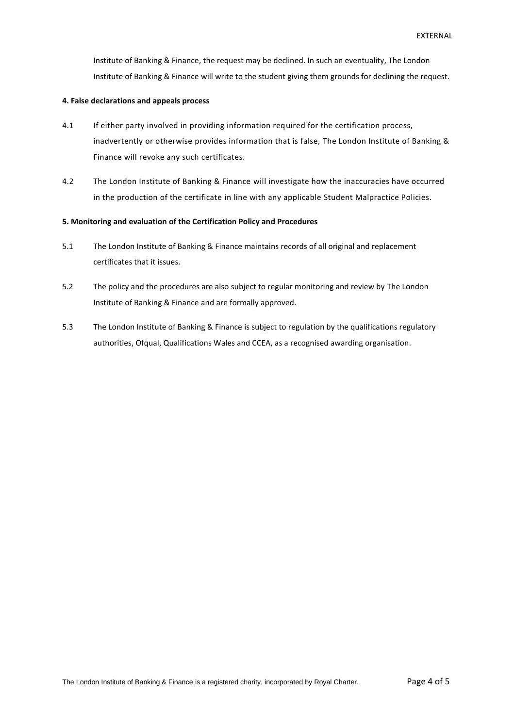Institute of Banking & Finance, the request may be declined. In such an eventuality, The London Institute of Banking & Finance will write to the student giving them grounds for declining the request.

**4. False declarations and appeals process**

4.1 If either party involved in providing information required for the certification process, inadvertently or otherwise provides information that is false, The London Institute of Banking & Finance will revoke any such certificates.

4.2 The London Institute of Banking & Finance will investigate how the inaccuracies have occurred in the production of the certificate in line with any applicable Student Malpractice Policies.

**5. Monitoring and evaluation of the Certification Policy and Procedures**

5.1 The London Institute of Banking & Finance maintains records of all original and replacement certificates that it issues.

5.2 The policy and the procedures are also subject to regular monitoring and review by The London Institute of Banking & Finance and are formally approved.

5.3 The London Institute of Banking & Finance is subject to regulation by the qualifications regulatory authorities, Ofqual, Qualifications Wales and CCEA, as a recognised awarding organisation.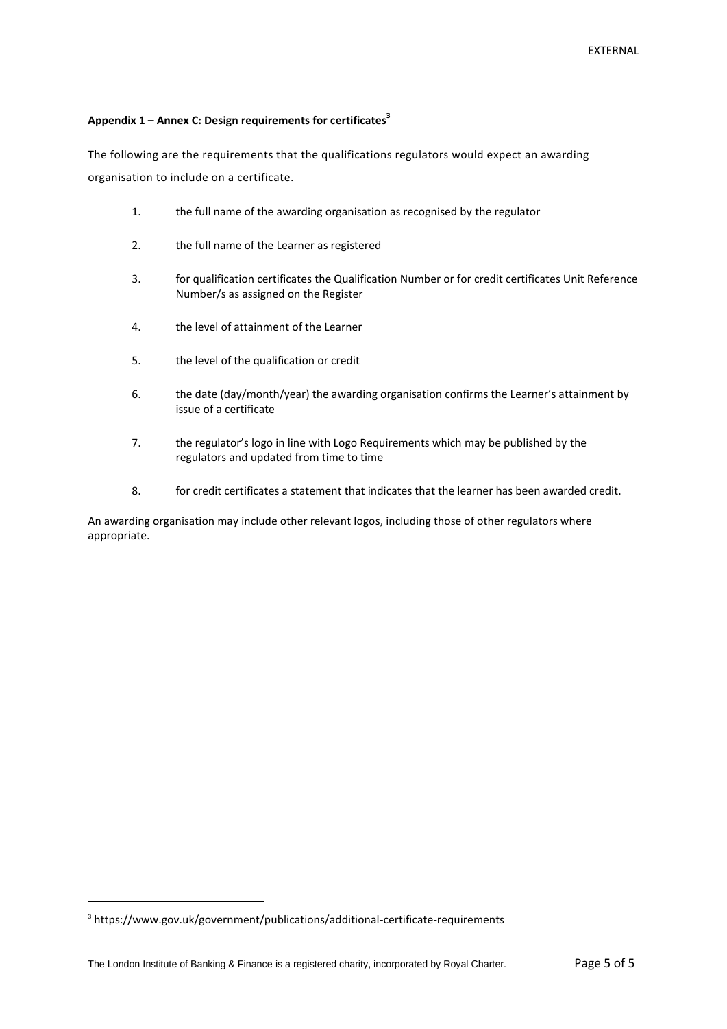**Appendix 1 – Annex C: Design requirements for certificates[3]**

The following are the requirements that the qualifications regulators would expect an awarding organisation to include on a certificate.

1. the full name of the awarding organisation as recognised by the regulator
2. the full name of the Learner as registered
3. for qualification certificates the Qualification Number or for credit certificates Unit Reference Number/s as assigned on the Register
4. the level of attainment of the Learner
5. the level of the qualification or credit
6. the date (day/month/year) the awarding organisation confirms the Learner's attainment by issue of a certificate
7. the regulator's logo in line with Logo Requirements which may be published by the regulators and updated from time to time
8. for credit certificates a statement that indicates that the learner has been awarded credit.

An awarding organisation may include other relevant logos, including those of other regulators where appropriate.

[3] https://www.gov.uk/government/publications/additional-certificate-requirements

The London Institute of Banking & Finance is a registered charity, incorporated by Royal Charter.